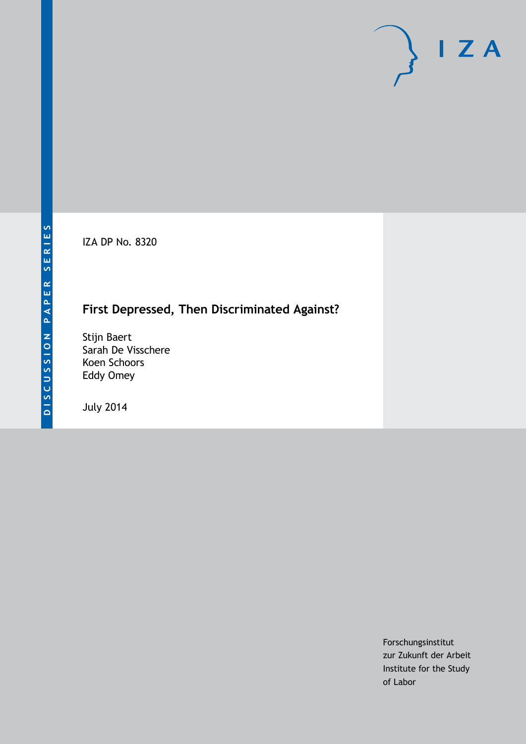IZA

DISCUSSION PAPER SERIES

IZA DP No. 8320

# First Depressed, Then Discriminated Against?

Stijn Baert
Sarah De Visschere
Koen Schoors
Eddy Omey

July 2014

Forschungsinstitut
zur Zukunft der Arbeit
Institute for the Study
of Labor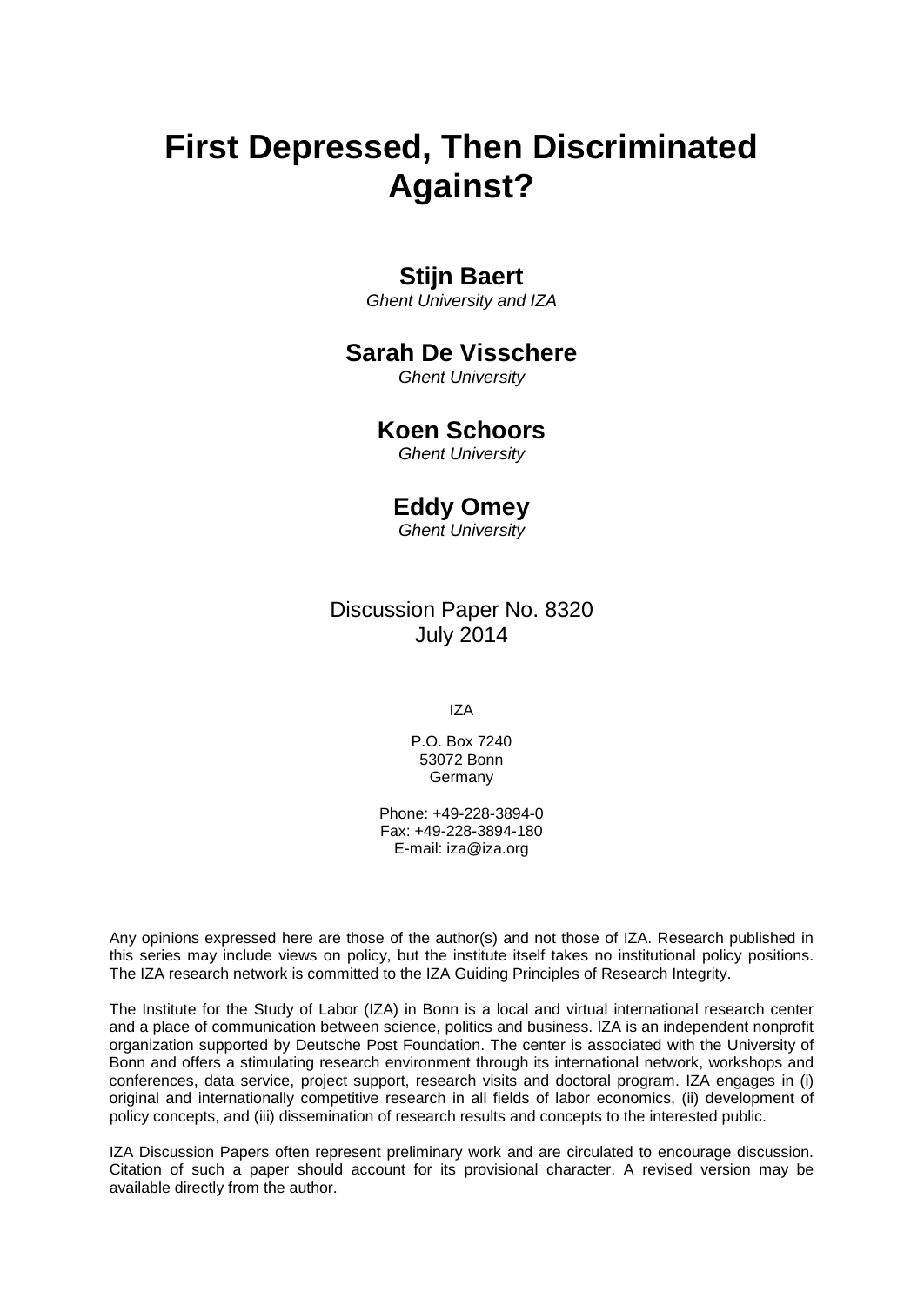# First Depressed, Then Discriminated Against?

**Stijn Baert**
*Ghent University and IZA*

**Sarah De Visschere**
*Ghent University*

**Koen Schoors**
*Ghent University*

**Eddy Omey**
*Ghent University*

Discussion Paper No. 8320
July 2014

IZA

P.O. Box 7240
53072 Bonn
Germany

Phone: +49-228-3894-0
Fax: +49-228-3894-180
E-mail: iza@iza.org

Any opinions expressed here are those of the author(s) and not those of IZA. Research published in this series may include views on policy, but the institute itself takes no institutional policy positions. The IZA research network is committed to the IZA Guiding Principles of Research Integrity.

The Institute for the Study of Labor (IZA) in Bonn is a local and virtual international research center and a place of communication between science, politics and business. IZA is an independent nonprofit organization supported by Deutsche Post Foundation. The center is associated with the University of Bonn and offers a stimulating research environment through its international network, workshops and conferences, data service, project support, research visits and doctoral program. IZA engages in (i) original and internationally competitive research in all fields of labor economics, (ii) development of policy concepts, and (iii) dissemination of research results and concepts to the interested public.

IZA Discussion Papers often represent preliminary work and are circulated to encourage discussion. Citation of such a paper should account for its provisional character. A revised version may be available directly from the author.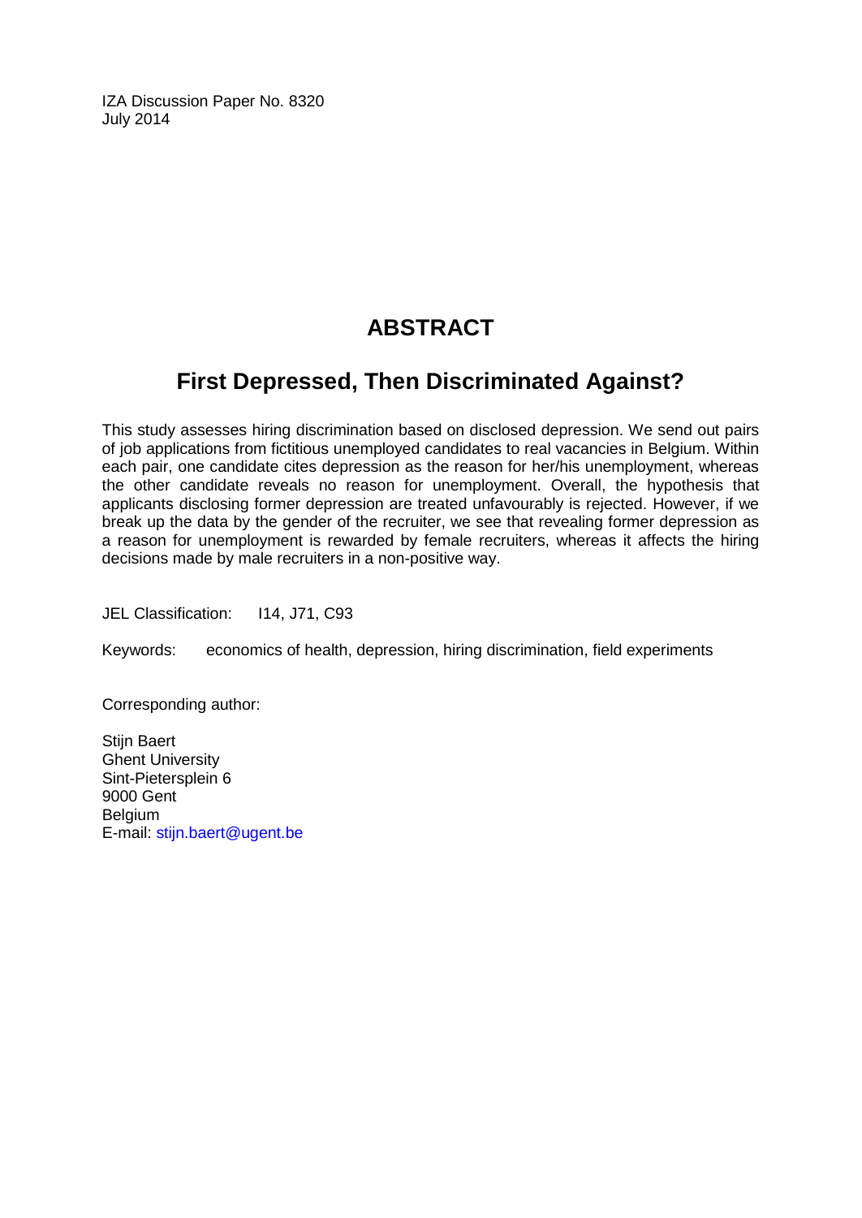IZA Discussion Paper No. 8320
July 2014

# ABSTRACT

## First Depressed, Then Discriminated Against?

This study assesses hiring discrimination based on disclosed depression. We send out pairs of job applications from fictitious unemployed candidates to real vacancies in Belgium. Within each pair, one candidate cites depression as the reason for her/his unemployment, whereas the other candidate reveals no reason for unemployment. Overall, the hypothesis that applicants disclosing former depression are treated unfavourably is rejected. However, if we break up the data by the gender of the recruiter, we see that revealing former depression as a reason for unemployment is rewarded by female recruiters, whereas it affects the hiring decisions made by male recruiters in a non-positive way.

JEL Classification: I14, J71, C93

Keywords: economics of health, depression, hiring discrimination, field experiments

Corresponding author:

Stijn Baert
Ghent University
Sint-Pietersplein 6
9000 Gent
Belgium
E-mail: stijn.baert@ugent.be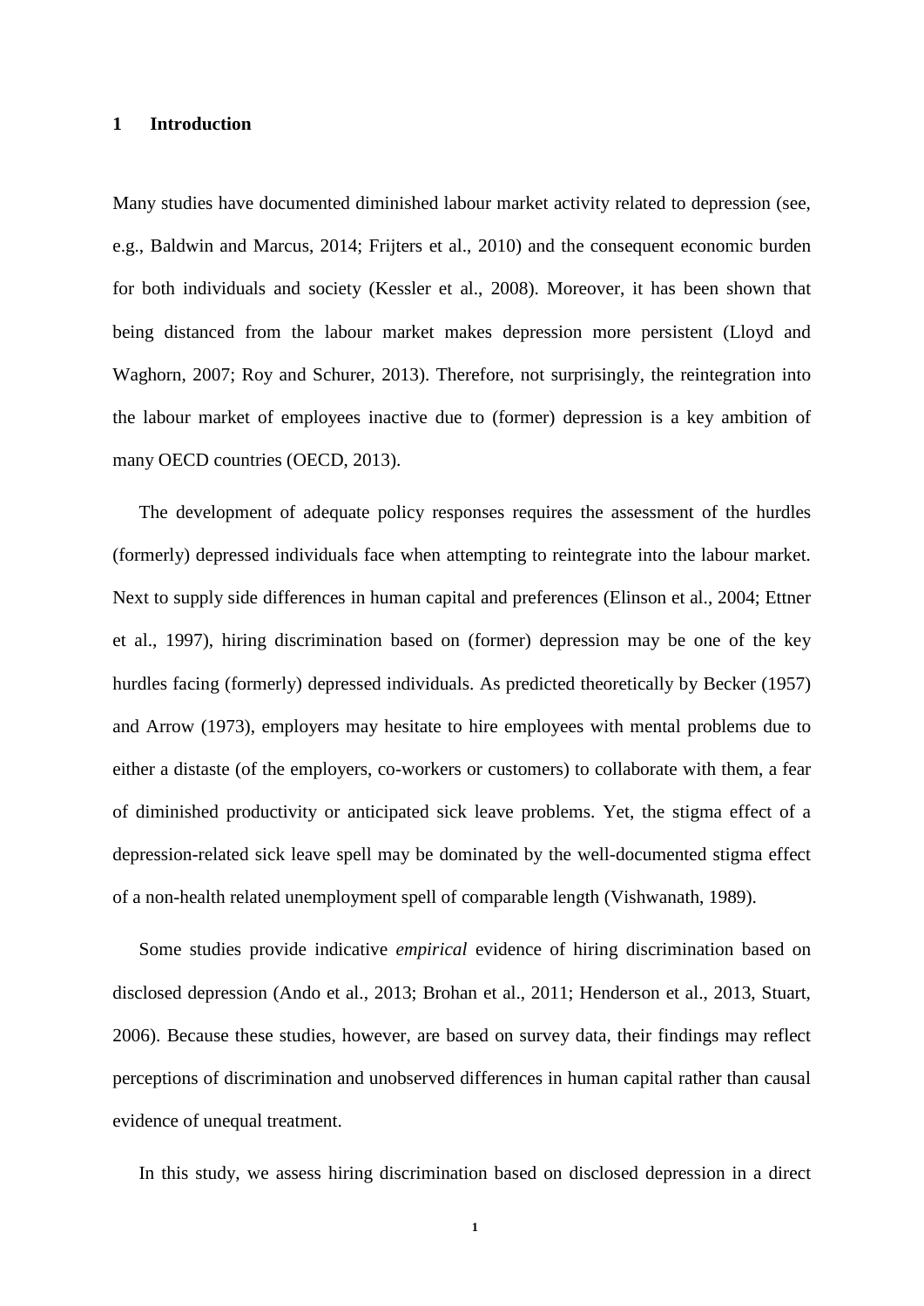# 1 Introduction

Many studies have documented diminished labour market activity related to depression (see, e.g., Baldwin and Marcus, 2014; Frijters et al., 2010) and the consequent economic burden for both individuals and society (Kessler et al., 2008). Moreover, it has been shown that being distanced from the labour market makes depression more persistent (Lloyd and Waghorn, 2007; Roy and Schurer, 2013). Therefore, not surprisingly, the reintegration into the labour market of employees inactive due to (former) depression is a key ambition of many OECD countries (OECD, 2013).

The development of adequate policy responses requires the assessment of the hurdles (formerly) depressed individuals face when attempting to reintegrate into the labour market. Next to supply side differences in human capital and preferences (Elinson et al., 2004; Ettner et al., 1997), hiring discrimination based on (former) depression may be one of the key hurdles facing (formerly) depressed individuals. As predicted theoretically by Becker (1957) and Arrow (1973), employers may hesitate to hire employees with mental problems due to either a distaste (of the employers, co-workers or customers) to collaborate with them, a fear of diminished productivity or anticipated sick leave problems. Yet, the stigma effect of a depression-related sick leave spell may be dominated by the well-documented stigma effect of a non-health related unemployment spell of comparable length (Vishwanath, 1989).

Some studies provide indicative *empirical* evidence of hiring discrimination based on disclosed depression (Ando et al., 2013; Brohan et al., 2011; Henderson et al., 2013, Stuart, 2006). Because these studies, however, are based on survey data, their findings may reflect perceptions of discrimination and unobserved differences in human capital rather than causal evidence of unequal treatment.

In this study, we assess hiring discrimination based on disclosed depression in a direct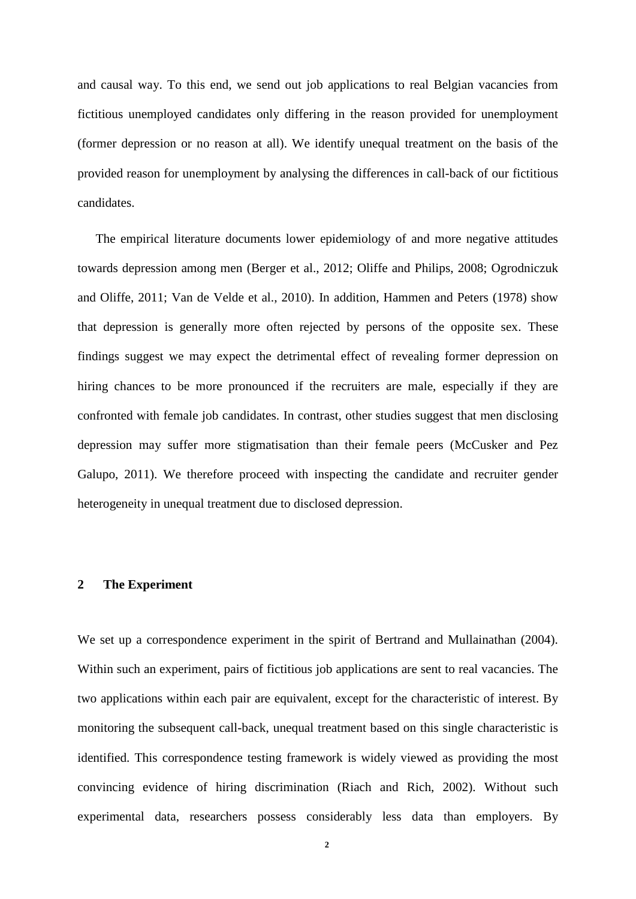and causal way. To this end, we send out job applications to real Belgian vacancies from fictitious unemployed candidates only differing in the reason provided for unemployment (former depression or no reason at all). We identify unequal treatment on the basis of the provided reason for unemployment by analysing the differences in call-back of our fictitious candidates.

The empirical literature documents lower epidemiology of and more negative attitudes towards depression among men (Berger et al., 2012; Oliffe and Philips, 2008; Ogrodniczuk and Oliffe, 2011; Van de Velde et al., 2010). In addition, Hammen and Peters (1978) show that depression is generally more often rejected by persons of the opposite sex. These findings suggest we may expect the detrimental effect of revealing former depression on hiring chances to be more pronounced if the recruiters are male, especially if they are confronted with female job candidates. In contrast, other studies suggest that men disclosing depression may suffer more stigmatisation than their female peers (McCusker and Pez Galupo, 2011). We therefore proceed with inspecting the candidate and recruiter gender heterogeneity in unequal treatment due to disclosed depression.

## 2 The Experiment

We set up a correspondence experiment in the spirit of Bertrand and Mullainathan (2004). Within such an experiment, pairs of fictitious job applications are sent to real vacancies. The two applications within each pair are equivalent, except for the characteristic of interest. By monitoring the subsequent call-back, unequal treatment based on this single characteristic is identified. This correspondence testing framework is widely viewed as providing the most convincing evidence of hiring discrimination (Riach and Rich, 2002). Without such experimental data, researchers possess considerably less data than employers. By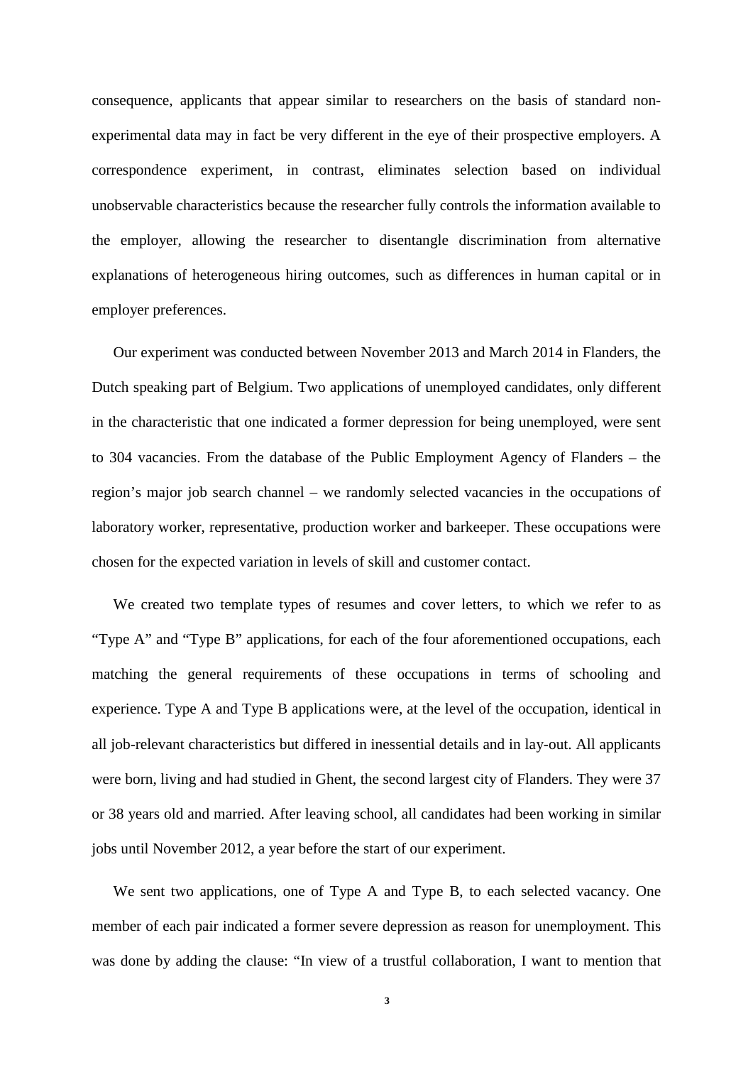consequence, applicants that appear similar to researchers on the basis of standard non-experimental data may in fact be very different in the eye of their prospective employers. A correspondence experiment, in contrast, eliminates selection based on individual unobservable characteristics because the researcher fully controls the information available to the employer, allowing the researcher to disentangle discrimination from alternative explanations of heterogeneous hiring outcomes, such as differences in human capital or in employer preferences.

Our experiment was conducted between November 2013 and March 2014 in Flanders, the Dutch speaking part of Belgium. Two applications of unemployed candidates, only different in the characteristic that one indicated a former depression for being unemployed, were sent to 304 vacancies. From the database of the Public Employment Agency of Flanders – the region's major job search channel – we randomly selected vacancies in the occupations of laboratory worker, representative, production worker and barkeeper. These occupations were chosen for the expected variation in levels of skill and customer contact.

We created two template types of resumes and cover letters, to which we refer to as "Type A" and "Type B" applications, for each of the four aforementioned occupations, each matching the general requirements of these occupations in terms of schooling and experience. Type A and Type B applications were, at the level of the occupation, identical in all job-relevant characteristics but differed in inessential details and in lay-out. All applicants were born, living and had studied in Ghent, the second largest city of Flanders. They were 37 or 38 years old and married. After leaving school, all candidates had been working in similar jobs until November 2012, a year before the start of our experiment.

We sent two applications, one of Type A and Type B, to each selected vacancy. One member of each pair indicated a former severe depression as reason for unemployment. This was done by adding the clause: "In view of a trustful collaboration, I want to mention that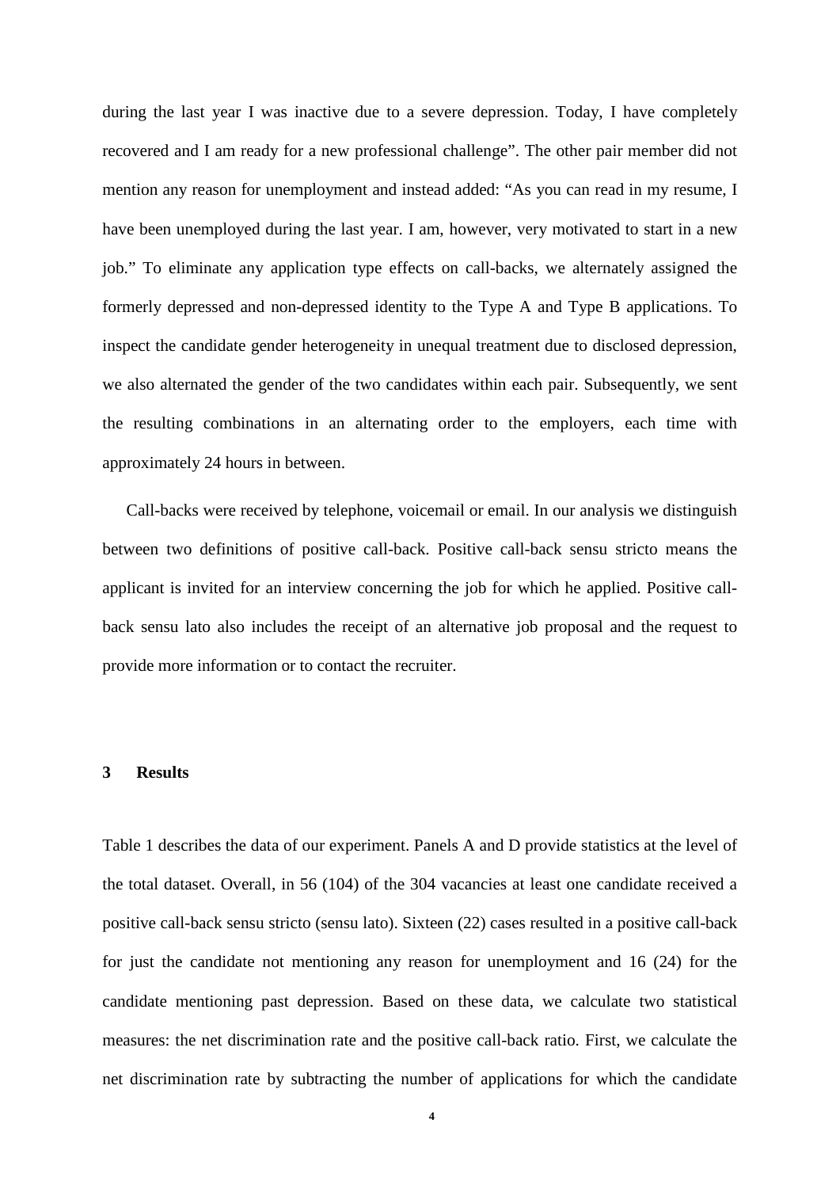during the last year I was inactive due to a severe depression. Today, I have completely recovered and I am ready for a new professional challenge". The other pair member did not mention any reason for unemployment and instead added: "As you can read in my resume, I have been unemployed during the last year. I am, however, very motivated to start in a new job." To eliminate any application type effects on call-backs, we alternately assigned the formerly depressed and non-depressed identity to the Type A and Type B applications. To inspect the candidate gender heterogeneity in unequal treatment due to disclosed depression, we also alternated the gender of the two candidates within each pair. Subsequently, we sent the resulting combinations in an alternating order to the employers, each time with approximately 24 hours in between.

Call-backs were received by telephone, voicemail or email. In our analysis we distinguish between two definitions of positive call-back. Positive call-back sensu stricto means the applicant is invited for an interview concerning the job for which he applied. Positive call-back sensu lato also includes the receipt of an alternative job proposal and the request to provide more information or to contact the recruiter.

## 3 Results

Table 1 describes the data of our experiment. Panels A and D provide statistics at the level of the total dataset. Overall, in 56 (104) of the 304 vacancies at least one candidate received a positive call-back sensu stricto (sensu lato). Sixteen (22) cases resulted in a positive call-back for just the candidate not mentioning any reason for unemployment and 16 (24) for the candidate mentioning past depression. Based on these data, we calculate two statistical measures: the net discrimination rate and the positive call-back ratio. First, we calculate the net discrimination rate by subtracting the number of applications for which the candidate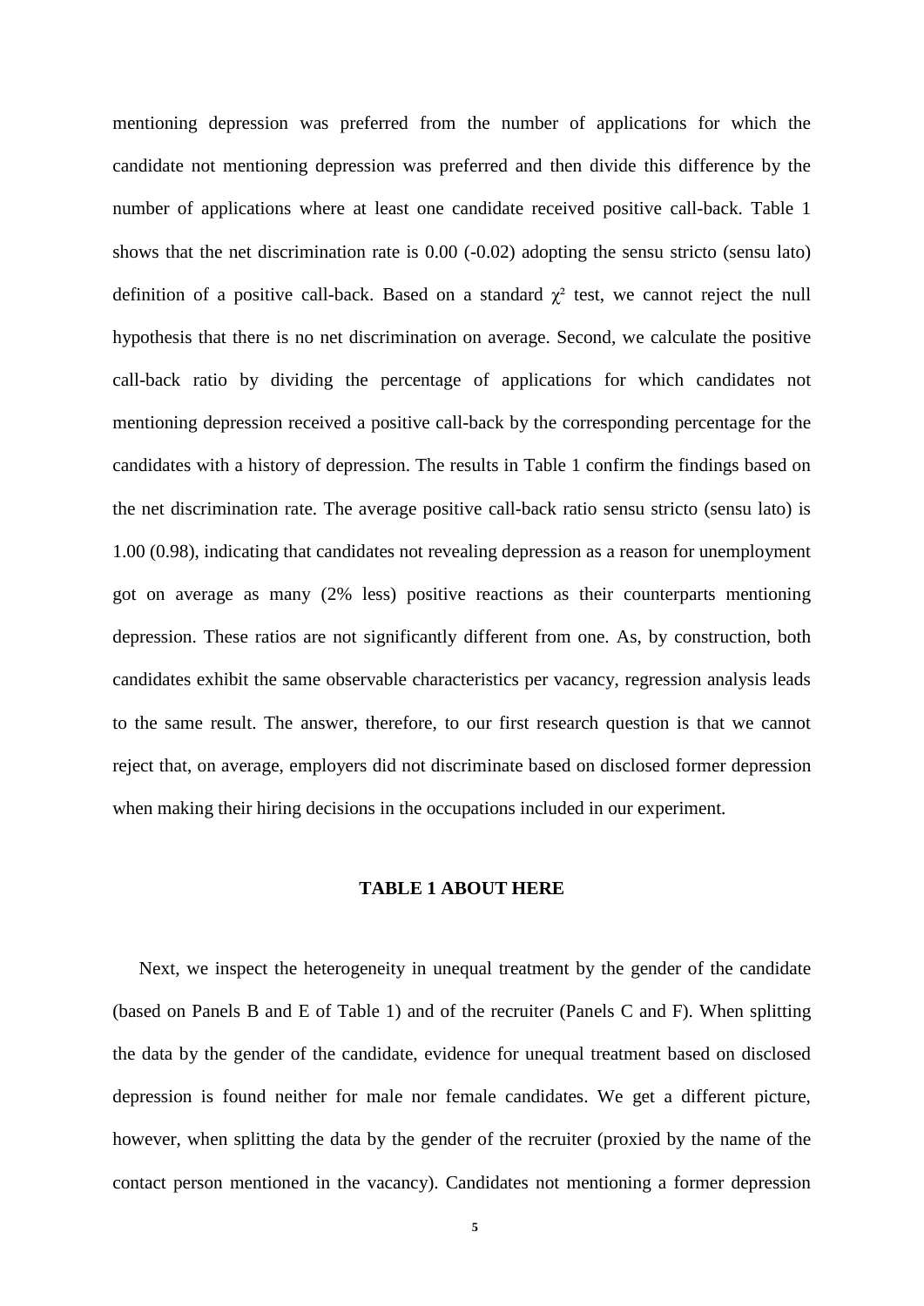mentioning depression was preferred from the number of applications for which the candidate not mentioning depression was preferred and then divide this difference by the number of applications where at least one candidate received positive call-back. Table 1 shows that the net discrimination rate is 0.00 (-0.02) adopting the sensu stricto (sensu lato) definition of a positive call-back. Based on a standard $\chi^2$ test, we cannot reject the null hypothesis that there is no net discrimination on average. Second, we calculate the positive call-back ratio by dividing the percentage of applications for which candidates not mentioning depression received a positive call-back by the corresponding percentage for the candidates with a history of depression. The results in Table 1 confirm the findings based on the net discrimination rate. The average positive call-back ratio sensu stricto (sensu lato) is 1.00 (0.98), indicating that candidates not revealing depression as a reason for unemployment got on average as many (2% less) positive reactions as their counterparts mentioning depression. These ratios are not significantly different from one. As, by construction, both candidates exhibit the same observable characteristics per vacancy, regression analysis leads to the same result. The answer, therefore, to our first research question is that we cannot reject that, on average, employers did not discriminate based on disclosed former depression when making their hiring decisions in the occupations included in our experiment.

**TABLE 1 ABOUT HERE**

Next, we inspect the heterogeneity in unequal treatment by the gender of the candidate (based on Panels B and E of Table 1) and of the recruiter (Panels C and F). When splitting the data by the gender of the candidate, evidence for unequal treatment based on disclosed depression is found neither for male nor female candidates. We get a different picture, however, when splitting the data by the gender of the recruiter (proxied by the name of the contact person mentioned in the vacancy). Candidates not mentioning a former depression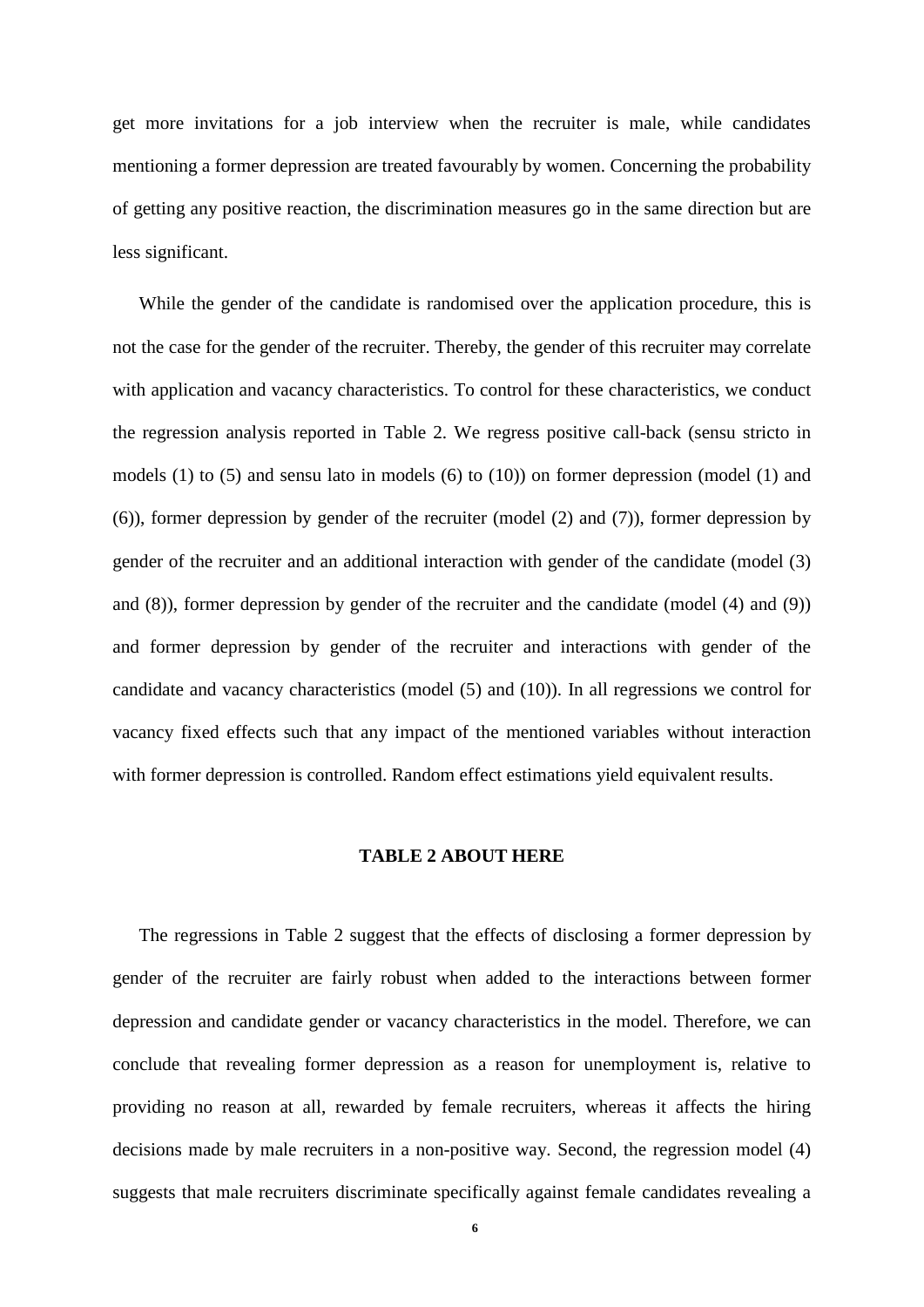get more invitations for a job interview when the recruiter is male, while candidates mentioning a former depression are treated favourably by women. Concerning the probability of getting any positive reaction, the discrimination measures go in the same direction but are less significant.

While the gender of the candidate is randomised over the application procedure, this is not the case for the gender of the recruiter. Thereby, the gender of this recruiter may correlate with application and vacancy characteristics. To control for these characteristics, we conduct the regression analysis reported in Table 2. We regress positive call-back (sensu stricto in models (1) to (5) and sensu lato in models (6) to (10)) on former depression (model (1) and (6)), former depression by gender of the recruiter (model (2) and (7)), former depression by gender of the recruiter and an additional interaction with gender of the candidate (model (3) and (8)), former depression by gender of the recruiter and the candidate (model (4) and (9)) and former depression by gender of the recruiter and interactions with gender of the candidate and vacancy characteristics (model (5) and (10)). In all regressions we control for vacancy fixed effects such that any impact of the mentioned variables without interaction with former depression is controlled. Random effect estimations yield equivalent results.

**TABLE 2 ABOUT HERE**

The regressions in Table 2 suggest that the effects of disclosing a former depression by gender of the recruiter are fairly robust when added to the interactions between former depression and candidate gender or vacancy characteristics in the model. Therefore, we can conclude that revealing former depression as a reason for unemployment is, relative to providing no reason at all, rewarded by female recruiters, whereas it affects the hiring decisions made by male recruiters in a non-positive way. Second, the regression model (4) suggests that male recruiters discriminate specifically against female candidates revealing a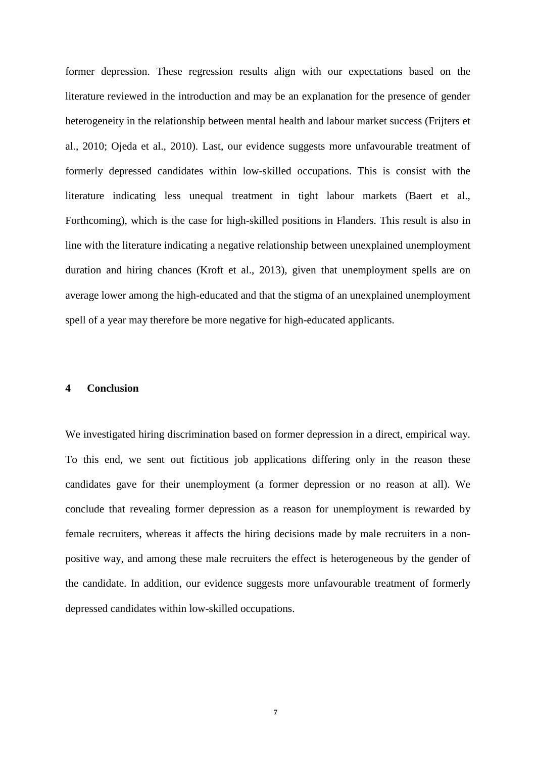former depression. These regression results align with our expectations based on the literature reviewed in the introduction and may be an explanation for the presence of gender heterogeneity in the relationship between mental health and labour market success (Frijters et al., 2010; Ojeda et al., 2010). Last, our evidence suggests more unfavourable treatment of formerly depressed candidates within low-skilled occupations. This is consist with the literature indicating less unequal treatment in tight labour markets (Baert et al., Forthcoming), which is the case for high-skilled positions in Flanders. This result is also in line with the literature indicating a negative relationship between unexplained unemployment duration and hiring chances (Kroft et al., 2013), given that unemployment spells are on average lower among the high-educated and that the stigma of an unexplained unemployment spell of a year may therefore be more negative for high-educated applicants.

## 4 Conclusion

We investigated hiring discrimination based on former depression in a direct, empirical way. To this end, we sent out fictitious job applications differing only in the reason these candidates gave for their unemployment (a former depression or no reason at all). We conclude that revealing former depression as a reason for unemployment is rewarded by female recruiters, whereas it affects the hiring decisions made by male recruiters in a non-positive way, and among these male recruiters the effect is heterogeneous by the gender of the candidate. In addition, our evidence suggests more unfavourable treatment of formerly depressed candidates within low-skilled occupations.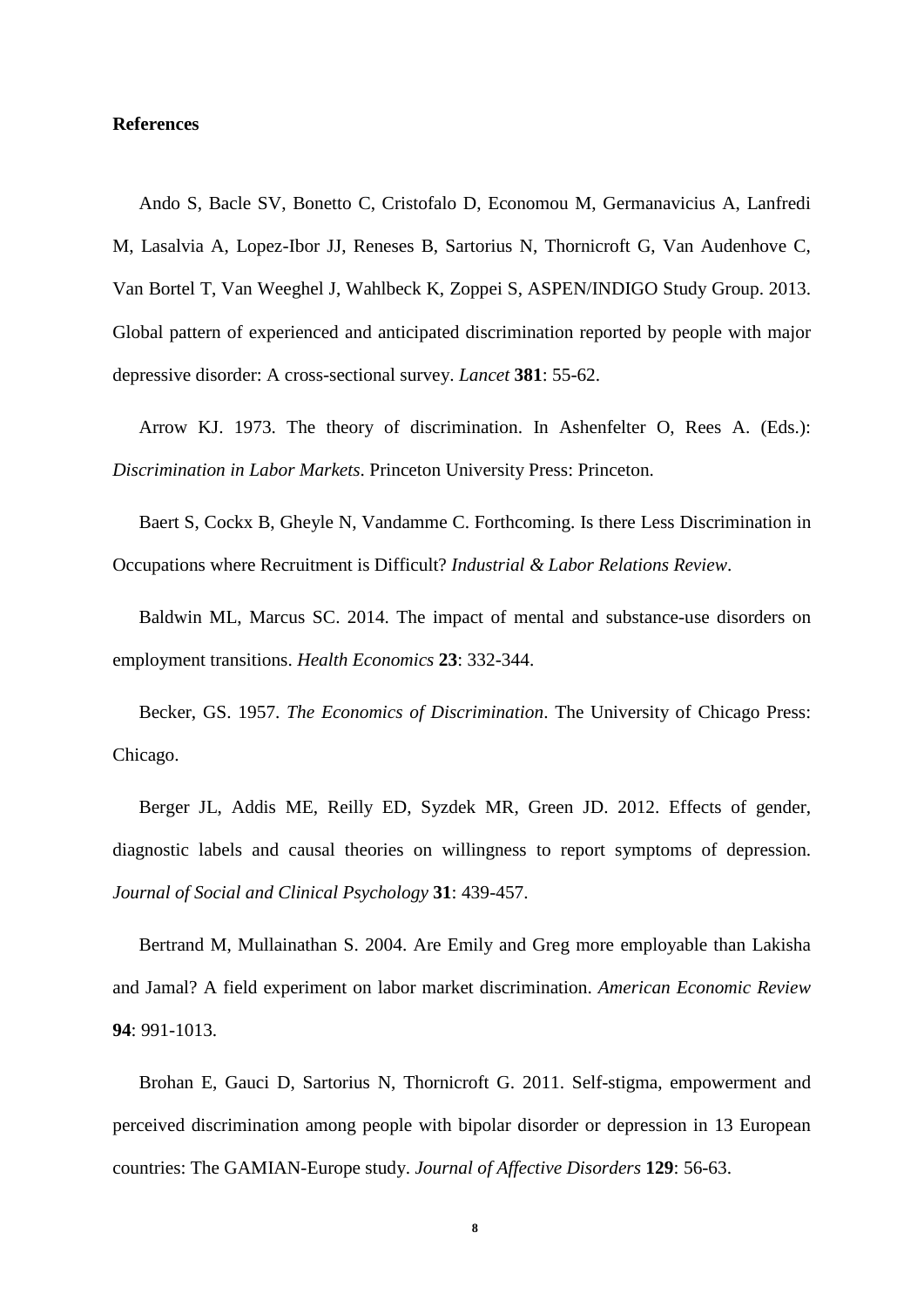## References

Ando S, Bacle SV, Bonetto C, Cristofalo D, Economou M, Germanavicius A, Lanfredi M, Lasalvia A, Lopez-Ibor JJ, Reneses B, Sartorius N, Thornicroft G, Van Audenhove C, Van Bortel T, Van Weeghel J, Wahlbeck K, Zoppei S, ASPEN/INDIGO Study Group. 2013. Global pattern of experienced and anticipated discrimination reported by people with major depressive disorder: A cross-sectional survey. *Lancet* **381**: 55-62.

Arrow KJ. 1973. The theory of discrimination. In Ashenfelter O, Rees A. (Eds.): *Discrimination in Labor Markets*. Princeton University Press: Princeton.

Baert S, Cockx B, Gheyle N, Vandamme C. Forthcoming. Is there Less Discrimination in Occupations where Recruitment is Difficult? *Industrial & Labor Relations Review*.

Baldwin ML, Marcus SC. 2014. The impact of mental and substance-use disorders on employment transitions. *Health Economics* **23**: 332-344.

Becker, GS. 1957. *The Economics of Discrimination*. The University of Chicago Press: Chicago.

Berger JL, Addis ME, Reilly ED, Syzdek MR, Green JD. 2012. Effects of gender, diagnostic labels and causal theories on willingness to report symptoms of depression. *Journal of Social and Clinical Psychology* **31**: 439-457.

Bertrand M, Mullainathan S. 2004. Are Emily and Greg more employable than Lakisha and Jamal? A field experiment on labor market discrimination. *American Economic Review* **94**: 991-1013.

Brohan E, Gauci D, Sartorius N, Thornicroft G. 2011. Self-stigma, empowerment and perceived discrimination among people with bipolar disorder or depression in 13 European countries: The GAMIAN-Europe study. *Journal of Affective Disorders* **129**: 56-63.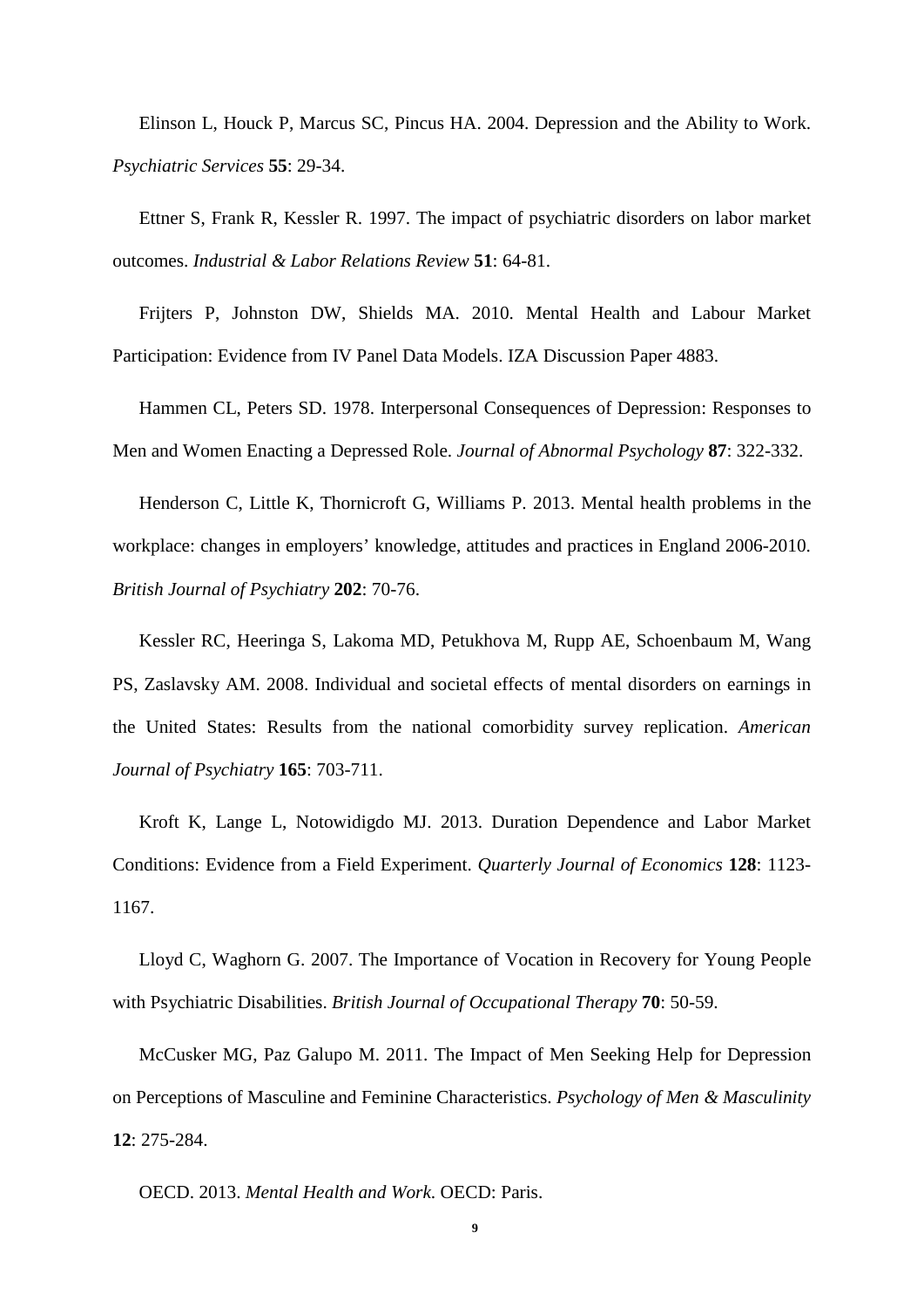Elinson L, Houck P, Marcus SC, Pincus HA. 2004. Depression and the Ability to Work. *Psychiatric Services* **55**: 29-34.

Ettner S, Frank R, Kessler R. 1997. The impact of psychiatric disorders on labor market outcomes. *Industrial & Labor Relations Review* **51**: 64-81.

Frijters P, Johnston DW, Shields MA. 2010. Mental Health and Labour Market Participation: Evidence from IV Panel Data Models. IZA Discussion Paper 4883.

Hammen CL, Peters SD. 1978. Interpersonal Consequences of Depression: Responses to Men and Women Enacting a Depressed Role. *Journal of Abnormal Psychology* **87**: 322-332.

Henderson C, Little K, Thornicroft G, Williams P. 2013. Mental health problems in the workplace: changes in employers' knowledge, attitudes and practices in England 2006-2010. *British Journal of Psychiatry* **202**: 70-76.

Kessler RC, Heeringa S, Lakoma MD, Petukhova M, Rupp AE, Schoenbaum M, Wang PS, Zaslavsky AM. 2008. Individual and societal effects of mental disorders on earnings in the United States: Results from the national comorbidity survey replication. *American Journal of Psychiatry* **165**: 703-711.

Kroft K, Lange L, Notowidigdo MJ. 2013. Duration Dependence and Labor Market Conditions: Evidence from a Field Experiment. *Quarterly Journal of Economics* **128**: 1123-1167.

Lloyd C, Waghorn G. 2007. The Importance of Vocation in Recovery for Young People with Psychiatric Disabilities. *British Journal of Occupational Therapy* **70**: 50-59.

McCusker MG, Paz Galupo M. 2011. The Impact of Men Seeking Help for Depression on Perceptions of Masculine and Feminine Characteristics. *Psychology of Men & Masculinity* **12**: 275-284.

OECD. 2013. *Mental Health and Work.* OECD: Paris.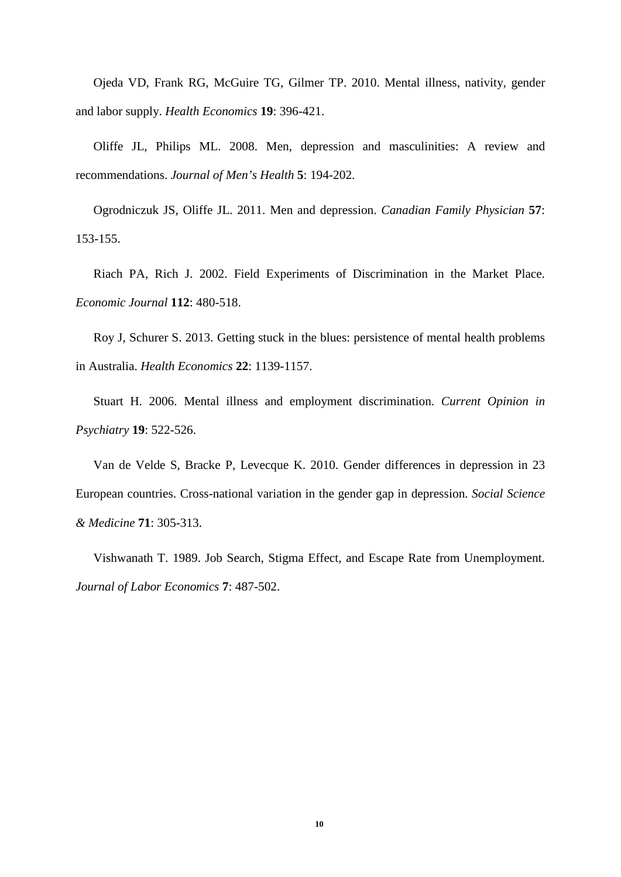Ojeda VD, Frank RG, McGuire TG, Gilmer TP. 2010. Mental illness, nativity, gender and labor supply. *Health Economics* **19**: 396-421.

Oliffe JL, Philips ML. 2008. Men, depression and masculinities: A review and recommendations. *Journal of Men's Health* **5**: 194-202.

Ogrodniczuk JS, Oliffe JL. 2011. Men and depression. *Canadian Family Physician* **57**: 153-155.

Riach PA, Rich J. 2002. Field Experiments of Discrimination in the Market Place. *Economic Journal* **112**: 480-518.

Roy J, Schurer S. 2013. Getting stuck in the blues: persistence of mental health problems in Australia. *Health Economics* **22**: 1139-1157.

Stuart H. 2006. Mental illness and employment discrimination. *Current Opinion in Psychiatry* **19**: 522-526.

Van de Velde S, Bracke P, Levecque K. 2010. Gender differences in depression in 23 European countries. Cross-national variation in the gender gap in depression. *Social Science & Medicine* **71**: 305-313.

Vishwanath T. 1989. Job Search, Stigma Effect, and Escape Rate from Unemployment. *Journal of Labor Economics* **7**: 487-502.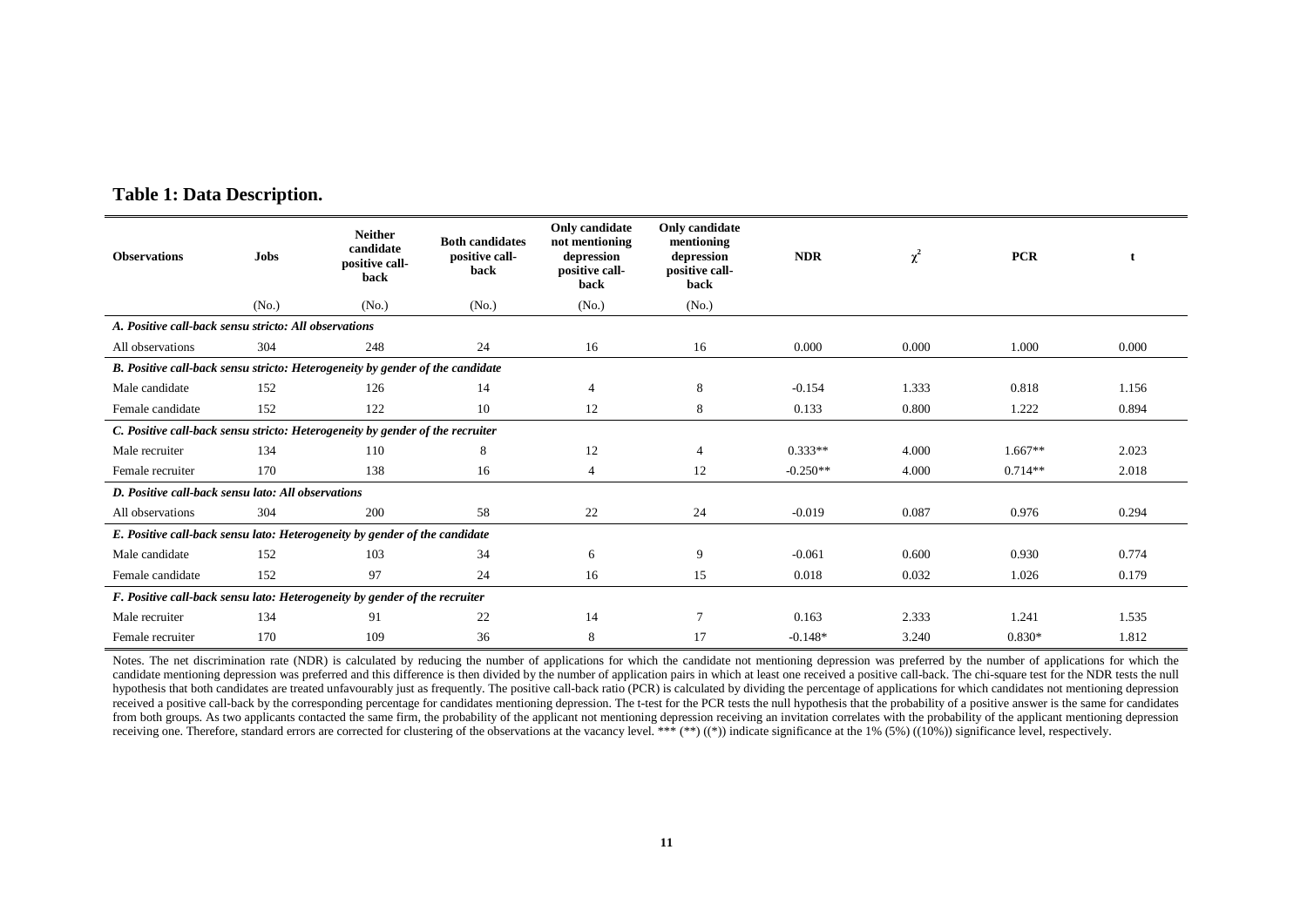**Table 1: Data Description.**

| Observations | Jobs | Neither candidate positive call-back | Both candidates positive call-back | Only candidate not mentioning depression positive call-back | Only candidate mentioning depression positive call-back | NDR | $\chi^2$ | PCR | t |
|---|---|---|---|---|---|---|---|---|---|
| | (No.) | (No.) | (No.) | (No.) | (No.) | | | | |
| *A. Positive call-back sensu stricto: All observations* | | | | | | | | | |
| All observations | 304 | 248 | 24 | 16 | 16 | 0.000 | 0.000 | 1.000 | 0.000 |
| *B. Positive call-back sensu stricto: Heterogeneity by gender of the candidate* | | | | | | | | | |
| Male candidate | 152 | 126 | 14 | 4 | 8 | -0.154 | 1.333 | 0.818 | 1.156 |
| Female candidate | 152 | 122 | 10 | 12 | 8 | 0.133 | 0.800 | 1.222 | 0.894 |
| *C. Positive call-back sensu stricto: Heterogeneity by gender of the recruiter* | | | | | | | | | |
| Male recruiter | 134 | 110 | 8 | 12 | 4 | 0.333** | 4.000 | 1.667** | 2.023 |
| Female recruiter | 170 | 138 | 16 | 4 | 12 | -0.250** | 4.000 | 0.714** | 2.018 |
| *D. Positive call-back sensu lato: All observations* | | | | | | | | | |
| All observations | 304 | 200 | 58 | 22 | 24 | -0.019 | 0.087 | 0.976 | 0.294 |
| *E. Positive call-back sensu lato: Heterogeneity by gender of the candidate* | | | | | | | | | |
| Male candidate | 152 | 103 | 34 | 6 | 9 | -0.061 | 0.600 | 0.930 | 0.774 |
| Female candidate | 152 | 97 | 24 | 16 | 15 | 0.018 | 0.032 | 1.026 | 0.179 |
| *F. Positive call-back sensu lato: Heterogeneity by gender of the recruiter* | | | | | | | | | |
| Male recruiter | 134 | 91 | 22 | 14 | 7 | 0.163 | 2.333 | 1.241 | 1.535 |
| Female recruiter | 170 | 109 | 36 | 8 | 17 | -0.148* | 3.240 | 0.830* | 1.812 |

Notes. The net discrimination rate (NDR) is calculated by reducing the number of applications for which the candidate not mentioning depression was preferred by the number of applications for which the candidate mentioning depression was preferred and this difference is then divided by the number of application pairs in which at least one received a positive call-back. The chi-square test for the NDR tests the null hypothesis that both candidates are treated unfavourably just as frequently. The positive call-back ratio (PCR) is calculated by dividing the percentage of applications for which candidates not mentioning depression received a positive call-back by the corresponding percentage for candidates mentioning depression. The t-test for the PCR tests the null hypothesis that the probability of a positive answer is the same for candidates from both groups. As two applicants contacted the same firm, the probability of the applicant not mentioning depression receiving an invitation correlates with the probability of the applicant mentioning depression receiving one. Therefore, standard errors are corrected for clustering of the observations at the vacancy level. *** (**) ((*)) indicate significance at the 1% (5%) ((10%)) significance level, respectively.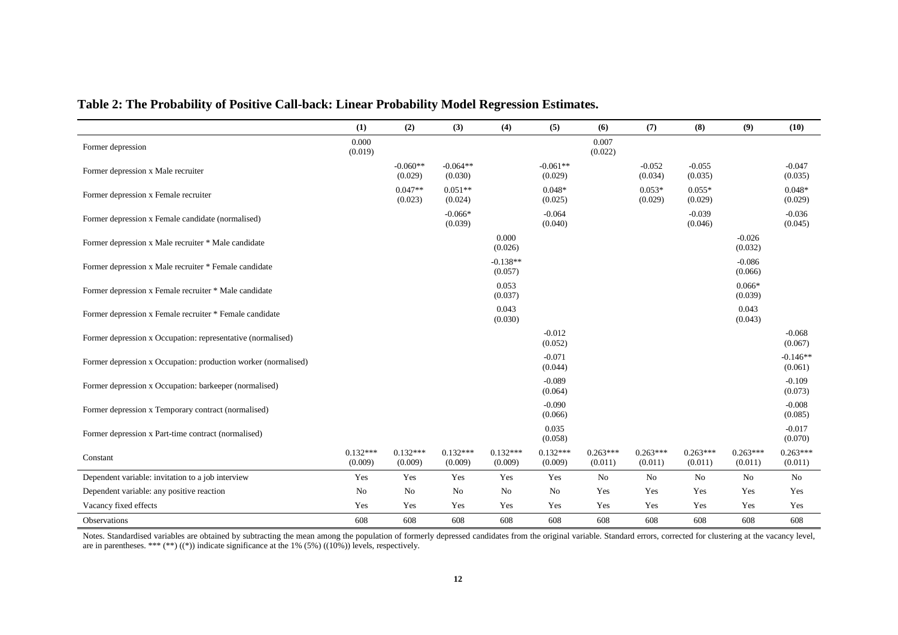## Table 2: The Probability of Positive Call-back: Linear Probability Model Regression Estimates.

| | (1) | (2) | (3) | (4) | (5) | (6) | (7) | (8) | (9) | (10) |
|---|---|---|---|---|---|---|---|---|---|---|
| Former depression | 0.000<br>(0.019) | | | | | 0.007<br>(0.022) | | | | |
| Former depression x Male recruiter | | -0.060**<br>(0.029) | -0.064**<br>(0.030) | | -0.061**<br>(0.029) | | -0.052<br>(0.034) | -0.055<br>(0.035) | | -0.047<br>(0.035) |
| Former depression x Female recruiter | | 0.047**<br>(0.023) | 0.051**<br>(0.024) | | 0.048*<br>(0.025) | | 0.053*<br>(0.029) | 0.055*<br>(0.029) | | 0.048*<br>(0.029) |
| Former depression x Female candidate (normalised) | | | -0.066*<br>(0.039) | | -0.064<br>(0.040) | | | -0.039<br>(0.046) | | -0.036<br>(0.045) |
| Former depression x Male recruiter * Male candidate | | | | 0.000<br>(0.026) | | | | | -0.026<br>(0.032) | |
| Former depression x Male recruiter * Female candidate | | | | -0.138**<br>(0.057) | | | | | -0.086<br>(0.066) | |
| Former depression x Female recruiter * Male candidate | | | | 0.053<br>(0.037) | | | | | 0.066*<br>(0.039) | |
| Former depression x Female recruiter * Female candidate | | | | 0.043<br>(0.030) | | | | | 0.043<br>(0.043) | |
| Former depression x Occupation: representative (normalised) | | | | | -0.012<br>(0.052) | | | | | -0.068<br>(0.067) |
| Former depression x Occupation: production worker (normalised) | | | | | -0.071<br>(0.044) | | | | | -0.146**<br>(0.061) |
| Former depression x Occupation: barkeeper (normalised) | | | | | -0.089<br>(0.064) | | | | | -0.109<br>(0.073) |
| Former depression x Temporary contract (normalised) | | | | | -0.090<br>(0.066) | | | | | -0.008<br>(0.085) |
| Former depression x Part-time contract (normalised) | | | | | 0.035<br>(0.058) | | | | | -0.017<br>(0.070) |
| Constant | 0.132***<br>(0.009) | 0.132***<br>(0.009) | 0.132***<br>(0.009) | 0.132***<br>(0.009) | 0.132***<br>(0.009) | 0.263***<br>(0.011) | 0.263***<br>(0.011) | 0.263***<br>(0.011) | 0.263***<br>(0.011) | 0.263***<br>(0.011) |
| Dependent variable: invitation to a job interview | Yes | Yes | Yes | Yes | Yes | No | No | No | No | No |
| Dependent variable: any positive reaction | No | No | No | No | No | Yes | Yes | Yes | Yes | Yes |
| Vacancy fixed effects | Yes | Yes | Yes | Yes | Yes | Yes | Yes | Yes | Yes | Yes |
| Observations | 608 | 608 | 608 | 608 | 608 | 608 | 608 | 608 | 608 | 608 |

Notes. Standardised variables are obtained by subtracting the mean among the population of formerly depressed candidates from the original variable. Standard errors, corrected for clustering at the vacancy level, are in parentheses. *** (**) ((*)) indicate significance at the 1% (5%) ((10%)) levels, respectively.